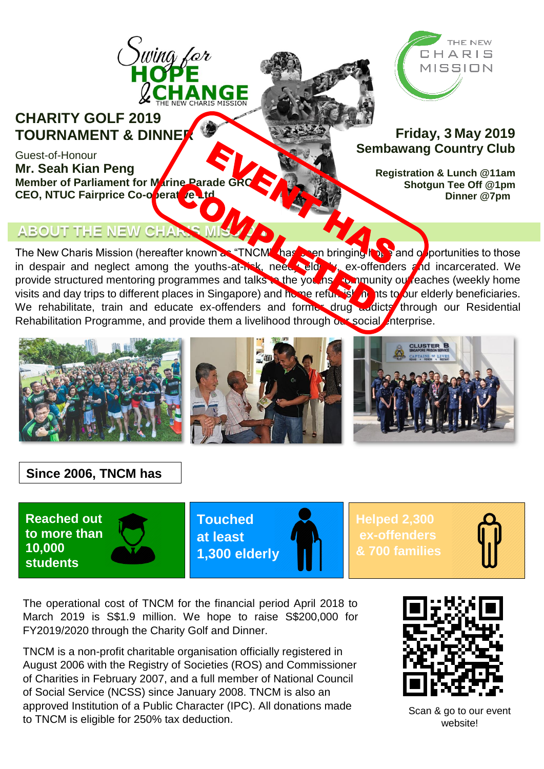Swing for HOPE & CHANGE

THE NEW CHARIS MISSION

# CHARITY GOLF 2019 TOURNAMENT & DINNER

Guest-of-Honour
**Mr. Seah Kian Peng**
**Member of Parliament for Marine Parade GRC**
**CEO, NTUC Fairprice Co-operative Ltd**

EVENT HAS COMPLETED

**Friday, 3 May 2019**
**Sembawang Country Club**

**Registration & Lunch @11am**
**Shotgun Tee Off @1pm**
**Dinner @7pm**

## ABOUT THE NEW CHARIS MISSION

The New Charis Mission (hereafter known as "TNCM") has been bringing hope and opportunities to those in despair and neglect among the youths-at-risk, needy elderly, ex-offenders and incarcerated. We provide structured mentoring programmes and talks to the youths, community outreaches (weekly home visits and day trips to different places in Singapore) and home refurbishments to our elderly beneficiaries. We rehabilitate, train and educate ex-offenders and former drug addicts through our Residential Rehabilitation Programme, and provide them a livelihood through our social enterprise.

**Since 2006, TNCM has**

**Reached out to more than 10,000 students**

**Touched at least 1,300 elderly**

**Helped 2,300 ex-offenders & 700 families**

The operational cost of TNCM for the financial period April 2018 to March 2019 is S$1.9 million. We hope to raise S$200,000 for FY2019/2020 through the Charity Golf and Dinner.

TNCM is a non-profit charitable organisation officially registered in August 2006 with the Registry of Societies (ROS) and Commissioner of Charities in February 2007, and a full member of National Council of Social Service (NCSS) since January 2008. TNCM is also an approved Institution of a Public Character (IPC). All donations made to TNCM is eligible for 250% tax deduction.

Scan & go to our event website!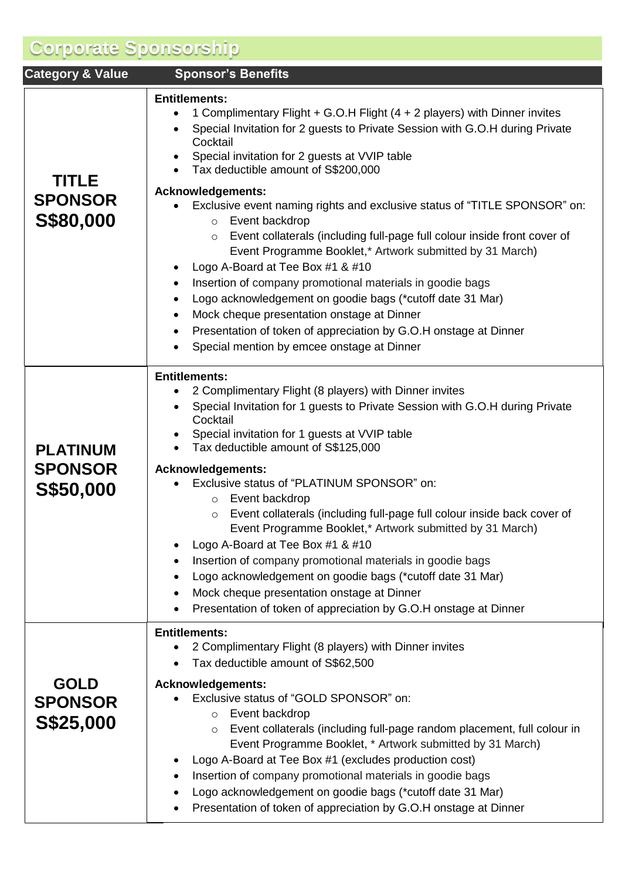## Corporate Sponsorship

| Category & Value | Sponsor's Benefits |
|---|---|
| **TITLE SPONSOR S$80,000** | **Entitlements:**<br>• 1 Complimentary Flight + G.O.H Flight (4 + 2 players) with Dinner invites<br>• Special Invitation for 2 guests to Private Session with G.O.H during Private Cocktail<br>• Special invitation for 2 guests at VVIP table<br>• Tax deductible amount of S$200,000<br>**Acknowledgements:**<br>• Exclusive event naming rights and exclusive status of "TITLE SPONSOR" on:<br>  ○ Event backdrop<br>  ○ Event collaterals (including full-page full colour inside front cover of Event Programme Booklet,* Artwork submitted by 31 March)<br>• Logo A-Board at Tee Box #1 & #10<br>• Insertion of company promotional materials in goodie bags<br>• Logo acknowledgement on goodie bags (*cutoff date 31 Mar)<br>• Mock cheque presentation onstage at Dinner<br>• Presentation of token of appreciation by G.O.H onstage at Dinner<br>• Special mention by emcee onstage at Dinner |
| **PLATINUM SPONSOR S$50,000** | **Entitlements:**<br>• 2 Complimentary Flight (8 players) with Dinner invites<br>• Special Invitation for 1 guests to Private Session with G.O.H during Private Cocktail<br>• Special invitation for 1 guests at VVIP table<br>• Tax deductible amount of S$125,000<br>**Acknowledgements:**<br>• Exclusive status of "PLATINUM SPONSOR" on:<br>  ○ Event backdrop<br>  ○ Event collaterals (including full-page full colour inside back cover of Event Programme Booklet,* Artwork submitted by 31 March)<br>• Logo A-Board at Tee Box #1 & #10<br>• Insertion of company promotional materials in goodie bags<br>• Logo acknowledgement on goodie bags (*cutoff date 31 Mar)<br>• Mock cheque presentation onstage at Dinner<br>• Presentation of token of appreciation by G.O.H onstage at Dinner |
| **GOLD SPONSOR S$25,000** | **Entitlements:**<br>• 2 Complimentary Flight (8 players) with Dinner invites<br>• Tax deductible amount of S$62,500<br>**Acknowledgements:**<br>• Exclusive status of "GOLD SPONSOR" on:<br>  ○ Event backdrop<br>  ○ Event collaterals (including full-page random placement, full colour in Event Programme Booklet, * Artwork submitted by 31 March)<br>• Logo A-Board at Tee Box #1 (excludes production cost)<br>• Insertion of company promotional materials in goodie bags<br>• Logo acknowledgement on goodie bags (*cutoff date 31 Mar)<br>• Presentation of token of appreciation by G.O.H onstage at Dinner |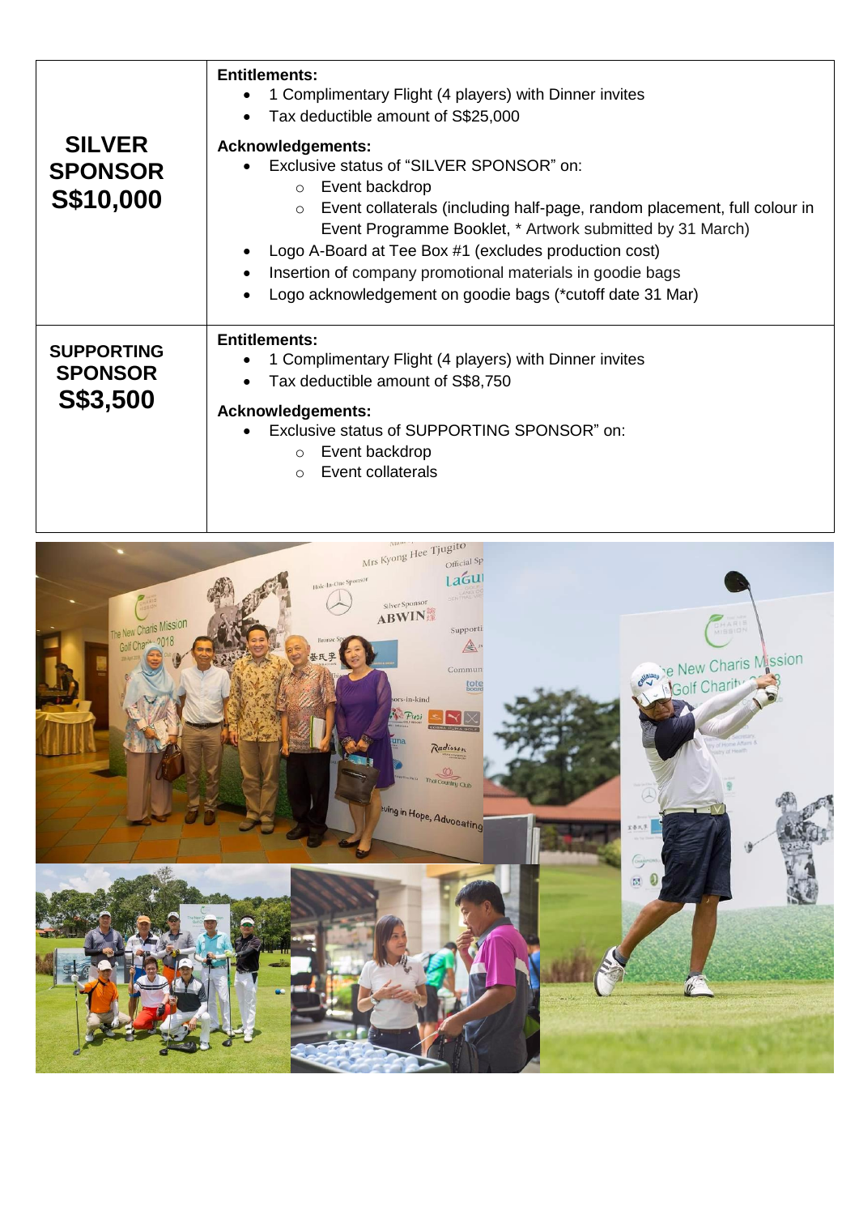| | |
|---|---|
| **SILVER SPONSOR S$10,000** | **Entitlements:**<br>• 1 Complimentary Flight (4 players) with Dinner invites<br>• Tax deductible amount of S$25,000<br>**Acknowledgements:**<br>• Exclusive status of "SILVER SPONSOR" on:<br>  ○ Event backdrop<br>  ○ Event collaterals (including half-page, random placement, full colour in Event Programme Booklet, * Artwork submitted by 31 March)<br>• Logo A-Board at Tee Box #1 (excludes production cost)<br>• Insertion of company promotional materials in goodie bags<br>• Logo acknowledgement on goodie bags (*cutoff date 31 Mar) |
| **SUPPORTING SPONSOR S$3,500** | **Entitlements:**<br>• 1 Complimentary Flight (4 players) with Dinner invites<br>• Tax deductible amount of S$8,750<br>**Acknowledgements:**<br>• Exclusive status of SUPPORTING SPONSOR" on:<br>  ○ Event backdrop<br>  ○ Event collaterals |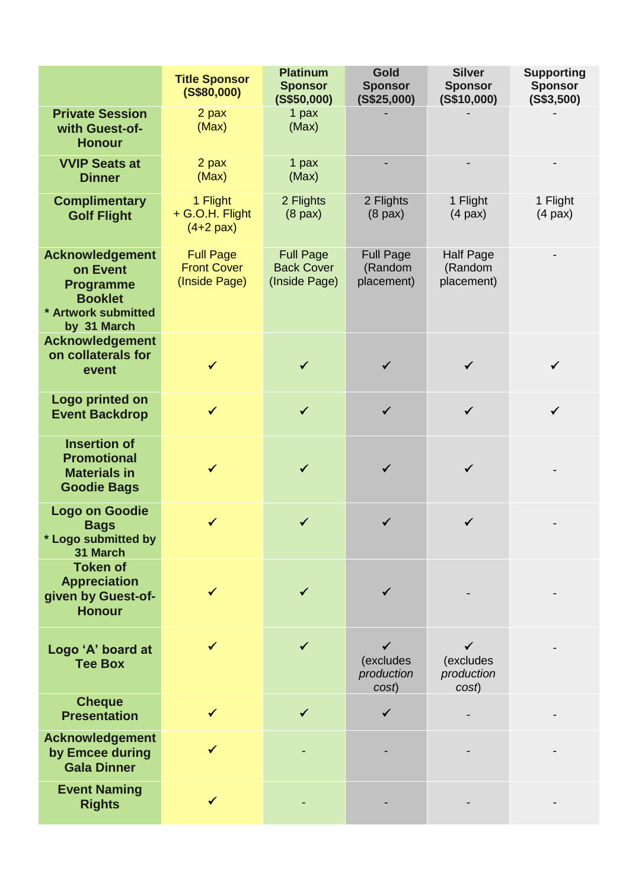| | Title Sponsor (S$80,000) | Platinum Sponsor (S$50,000) | Gold Sponsor (S$25,000) | Silver Sponsor (S$10,000) | Supporting Sponsor (S$3,500) |
|---|---|---|---|---|---|
| **Private Session with Guest-of-Honour** | 2 pax (Max) | 1 pax (Max) | - | - | - |
| **VVIP Seats at Dinner** | 2 pax (Max) | 1 pax (Max) | - | - | - |
| **Complimentary Golf Flight** | 1 Flight + G.O.H. Flight (4+2 pax) | 2 Flights (8 pax) | 2 Flights (8 pax) | 1 Flight (4 pax) | 1 Flight (4 pax) |
| **Acknowledgement on Event Programme Booklet** **\* Artwork submitted by 31 March** | Full Page Front Cover (Inside Page) | Full Page Back Cover (Inside Page) | Full Page (Random placement) | Half Page (Random placement) | - |
| **Acknowledgement on collaterals for event** | ✓ | ✓ | ✓ | ✓ | ✓ |
| **Logo printed on Event Backdrop** | ✓ | ✓ | ✓ | ✓ | ✓ |
| **Insertion of Promotional Materials in Goodie Bags** | ✓ | ✓ | ✓ | ✓ | - |
| **Logo on Goodie Bags** **\* Logo submitted by 31 March** | ✓ | ✓ | ✓ | ✓ | - |
| **Token of Appreciation given by Guest-of-Honour** | ✓ | ✓ | ✓ | - | - |
| **Logo 'A' board at Tee Box** | ✓ | ✓ | ✓ (excludes *production cost*) | ✓ (excludes *production cost*) | - |
| **Cheque Presentation** | ✓ | ✓ | ✓ | - | - |
| **Acknowledgement by Emcee during Gala Dinner** | ✓ | - | - | - | - |
| **Event Naming Rights** | ✓ | - | - | - | - |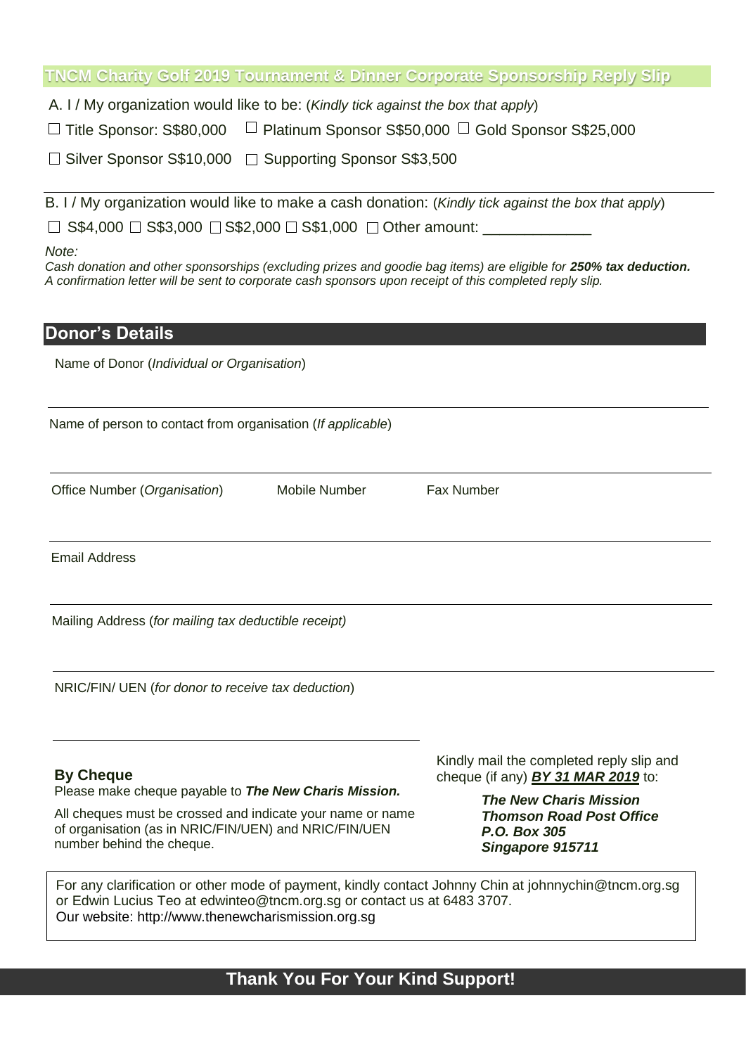## TNCM Charity Golf 2019 Tournament & Dinner Corporate Sponsorship Reply Slip

A. I / My organization would like to be: (*Kindly tick against the box that apply*)

☐ Title Sponsor: S$80,000 ☐ Platinum Sponsor S$50,000 ☐ Gold Sponsor S$25,000

☐ Silver Sponsor S$10,000 ☐ Supporting Sponsor S$3,500

B. I / My organization would like to make a cash donation: (*Kindly tick against the box that apply*)

☐ S$4,000 ☐ S$3,000 ☐ S$2,000 ☐ S$1,000 ☐ Other amount: _____________

*Note:*

*Cash donation and other sponsorships (excluding prizes and goodie bag items) are eligible for **250% tax deduction.** A confirmation letter will be sent to corporate cash sponsors upon receipt of this completed reply slip.*

## Donor's Details

Name of Donor (*Individual or Organisation*)

Name of person to contact from organisation (*If applicable*)

Office Number (*Organisation*) Mobile Number Fax Number

Email Address

Mailing Address (*for mailing tax deductible receipt)*

NRIC/FIN/ UEN (*for donor to receive tax deduction*)

**By Cheque**

Please make cheque payable to ***The New Charis Mission.***

All cheques must be crossed and indicate your name or name of organisation (as in NRIC/FIN/UEN) and NRIC/FIN/UEN number behind the cheque.

Kindly mail the completed reply slip and cheque (if any) ***BY 31 MAR 2019*** to:

***The New Charis Mission***
***Thomson Road Post Office***
***P.O. Box 305***
***Singapore 915711***

For any clarification or other mode of payment, kindly contact Johnny Chin at johnnychin@tncm.org.sg or Edwin Lucius Teo at edwinteo@tncm.org.sg or contact us at 6483 3707.
Our website: http://www.thenewcharismission.org.sg

**Thank You For Your Kind Support!**